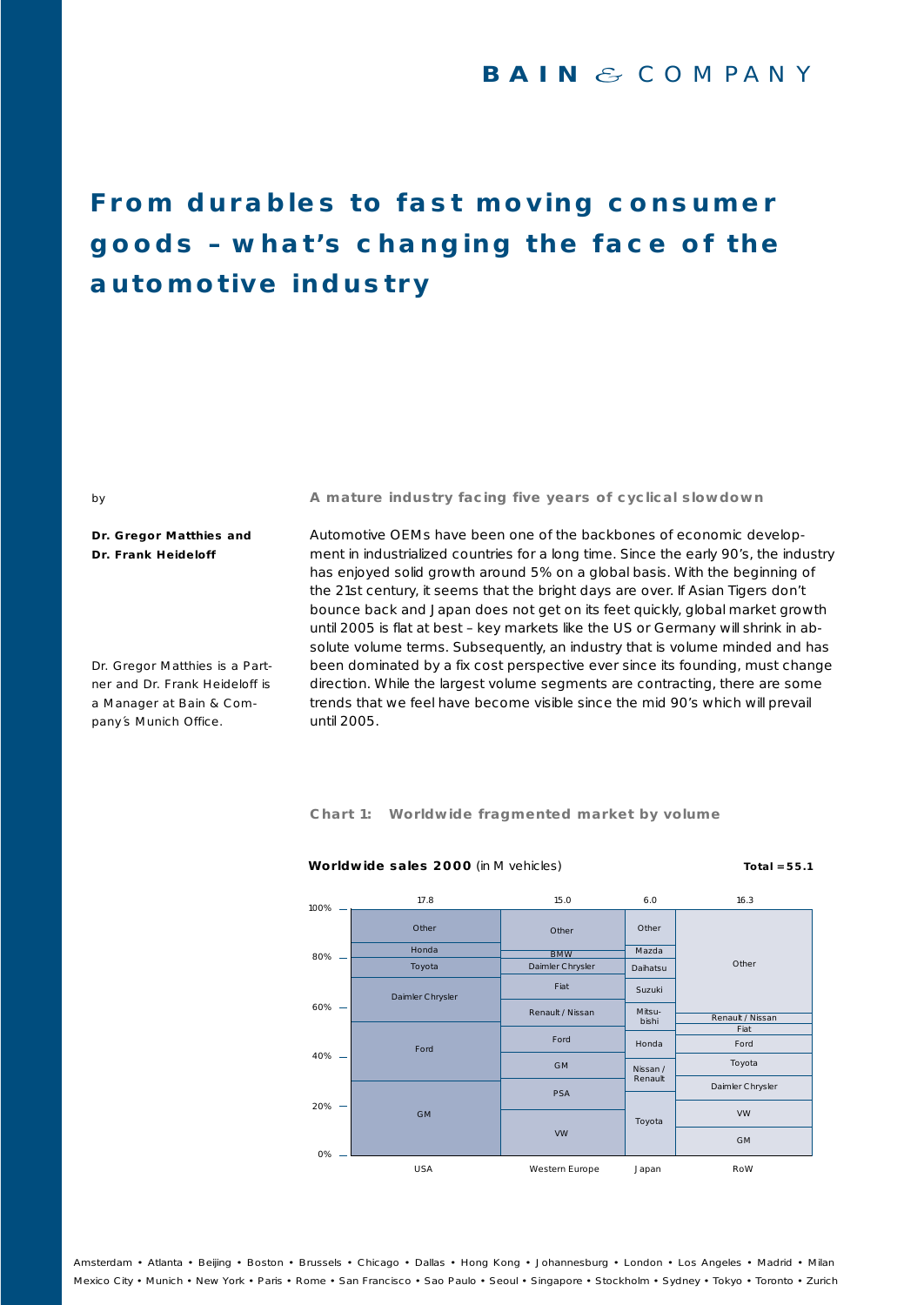# From durables to fast moving consumer goods – what's changing the face of the automotive industry

by

**Dr. Gregor Matthies and Dr. Frank Heideloff**

Dr. Gregor Matthies is a Partner and Dr. Frank Heideloff is a Manager at Bain & Company's Munich Office.

## A mature industry facing five years of cyclical slowdown

Automotive OEMs have been one of the backbones of economic development in industrialized countries for a long time. Since the early 90's, the industry has enjoyed solid growth around 5% on a global basis. With the beginning of the 21st century, it seems that the bright days are over. If Asian Tigers don't bounce back and Japan does not get on its feet quickly, global market growth until 2005 is flat at best – key markets like the US or Germany will shrink in absolute volume terms. Subsequently, an industry that is volume minded and has been dominated by a fix cost perspective ever since its founding, must change direction. While the largest volume segments are contracting, there are some trends that we feel have become visible since the mid 90's which will prevail until 2005.

**Chart 1: Worldwide fragmented market by volume**

**Worldwide sales 2000** (in M vehicles) **Total = 55.1**

| | USA | Western Europe | Japan | RoW |
|---|---|---|---|---|
| Total (M vehicles) | 17.8 | 15.0 | 6.0 | 16.3 |
| Brands (top to bottom) | Other, Honda, Toyota, Daimler Chrysler, Ford, GM | Other, BMW, Daimler Chrysler, Fiat, Renault / Nissan, Ford, GM, PSA, VW | Other, Mazda, Daihatsu, Suzuki, Mitsubishi, Honda, Nissan / Renault, Toyota | Other, Renault / Nissan, Fiat, Ford, Toyota, Daimler Chrysler, VW, GM |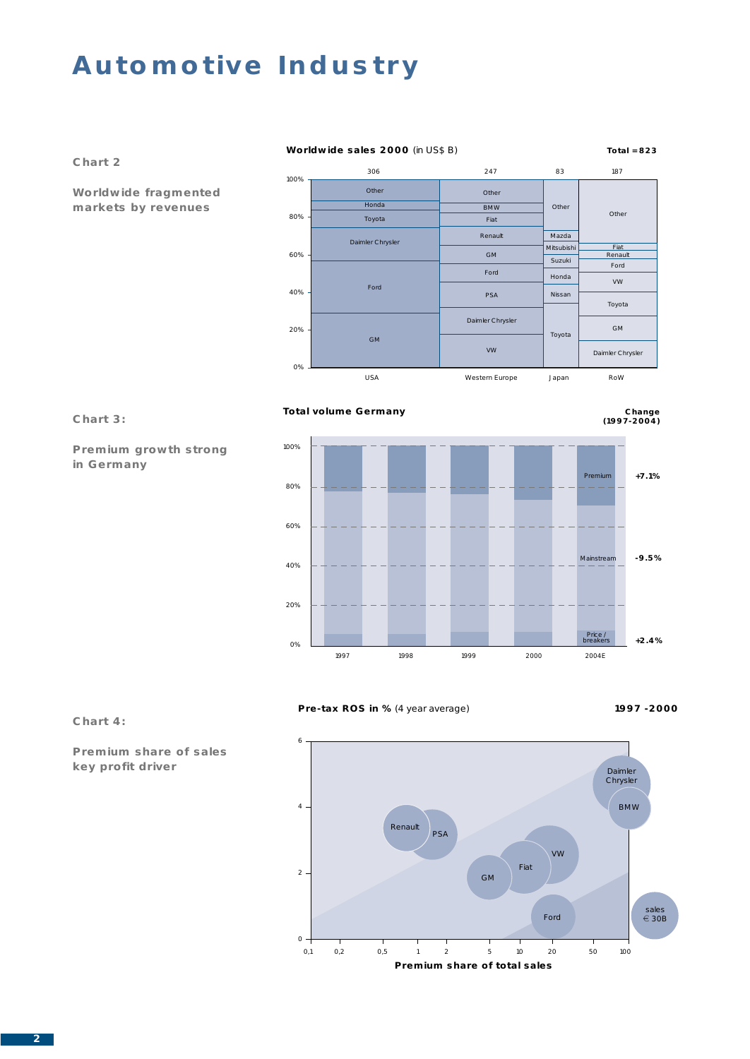# Automotive Industry

**Chart 2**

**Worldwide fragmented markets by revenues**

**Worldwide sales 2000** (in US$ B)

**Total = 823**

| | USA | Western Europe | Japan | RoW |
|---|---|---|---|---|
| Total | 306 | 247 | 83 | 187 |
| Segments (top to bottom) | Other, Honda, Toyota, Daimler Chrysler, Ford, GM | Other, BMW, Fiat, Renault, GM, Ford, PSA, Daimler Chrysler, VW | Other, Mazda, Mitsubishi, Suzuki, Honda, Nissan, Toyota | Other, Fiat, Renault, Ford, VW, Toyota, GM, Daimler Chrysler |

**Chart 3:**

**Premium growth strong in Germany**

**Total volume Germany**

Years: 1997, 1998, 1999, 2000, 2004E

| Segment | Change (1997-2004) |
|---|---|
| Premium | +7.1% |
| Mainstream | -9.5% |
| Price / breakers | +2.4% |

**Chart 4:**

**Premium share of sales key profit driver**

**Pre-tax ROS in %** (4 year average) **1997 -2000**

X-axis: **Premium share of total sales** (0,1; 0,2; 0,5; 1; 2; 5; 10; 20; 50; 100)

Y-axis: 0–6

Companies: Daimler Chrysler, BMW, Renault, PSA, VW, Fiat, GM, Ford

Bubble size: sales € 30B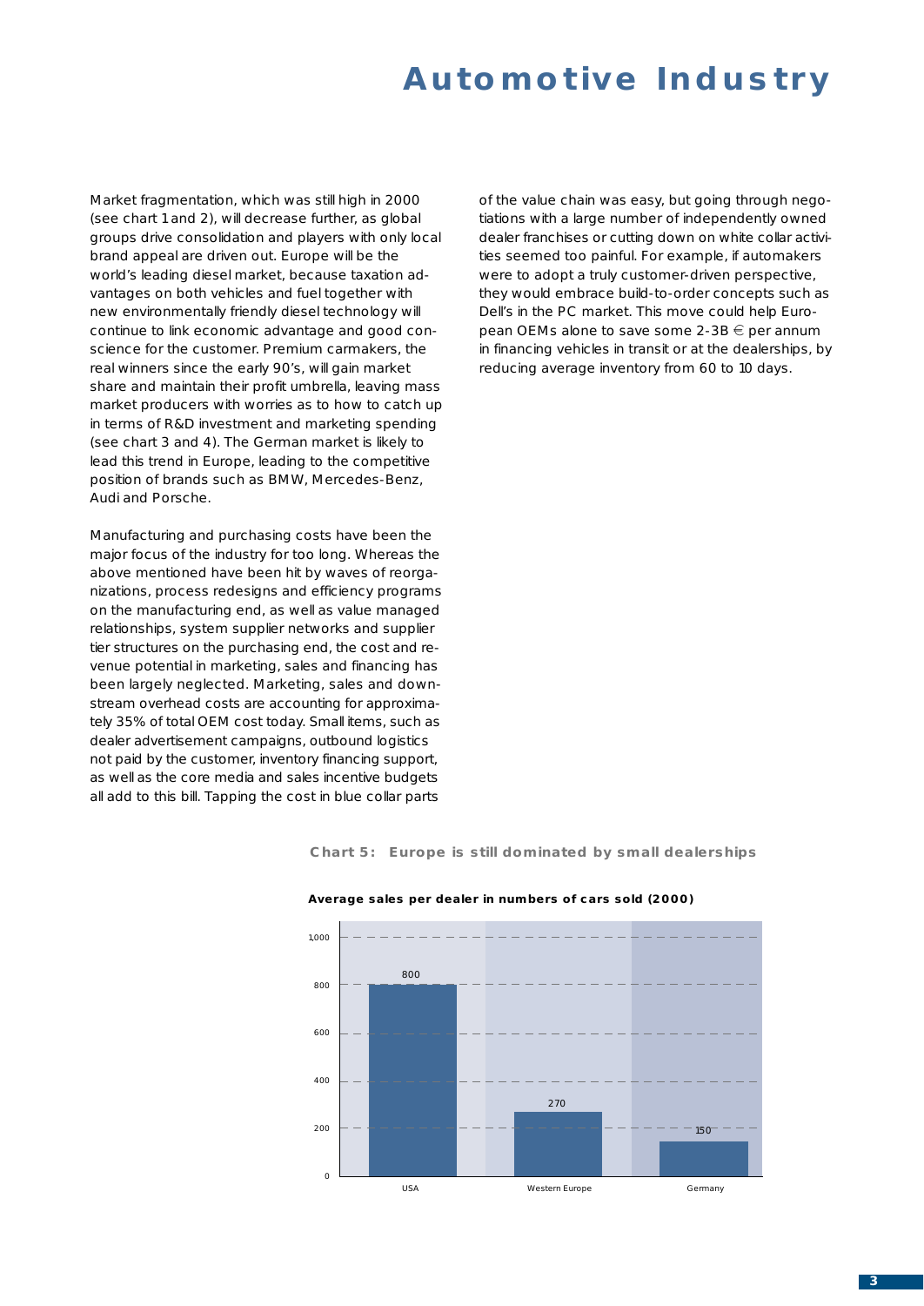# Automotive Industry

Market fragmentation, which was still high in 2000 (see chart 1 and 2), will decrease further, as global groups drive consolidation and players with only local brand appeal are driven out. Europe will be the world's leading diesel market, because taxation advantages on both vehicles and fuel together with new environmentally friendly diesel technology will continue to link economic advantage and good conscience for the customer. Premium carmakers, the real winners since the early 90's, will gain market share and maintain their profit umbrella, leaving mass market producers with worries as to how to catch up in terms of R&D investment and marketing spending (see chart 3 and 4). The German market is likely to lead this trend in Europe, leading to the competitive position of brands such as BMW, Mercedes-Benz, Audi and Porsche.

Manufacturing and purchasing costs have been the major focus of the industry for too long. Whereas the above mentioned have been hit by waves of reorganizations, process redesigns and efficiency programs on the manufacturing end, as well as value managed relationships, system supplier networks and supplier tier structures on the purchasing end, the cost and revenue potential in marketing, sales and financing has been largely neglected. Marketing, sales and downstream overhead costs are accounting for approximately 35% of total OEM cost today. Small items, such as dealer advertisement campaigns, outbound logistics not paid by the customer, inventory financing support, as well as the core media and sales incentive budgets all add to this bill. Tapping the cost in blue collar parts of the value chain was easy, but going through negotiations with a large number of independently owned dealer franchises or cutting down on white collar activities seemed too painful. For example, if automakers were to adopt a truly customer-driven perspective, they would embrace build-to-order concepts such as Dell's in the PC market. This move could help European OEMs alone to save some 2-3B € per annum in financing vehicles in transit or at the dealerships, by reducing average inventory from 60 to 10 days.

**Chart 5: Europe is still dominated by small dealerships**

**Average sales per dealer in numbers of cars sold (2000)**

| Region | Average sales per dealer |
|---|---|
| USA | 800 |
| Western Europe | 270 |
| Germany | 150 |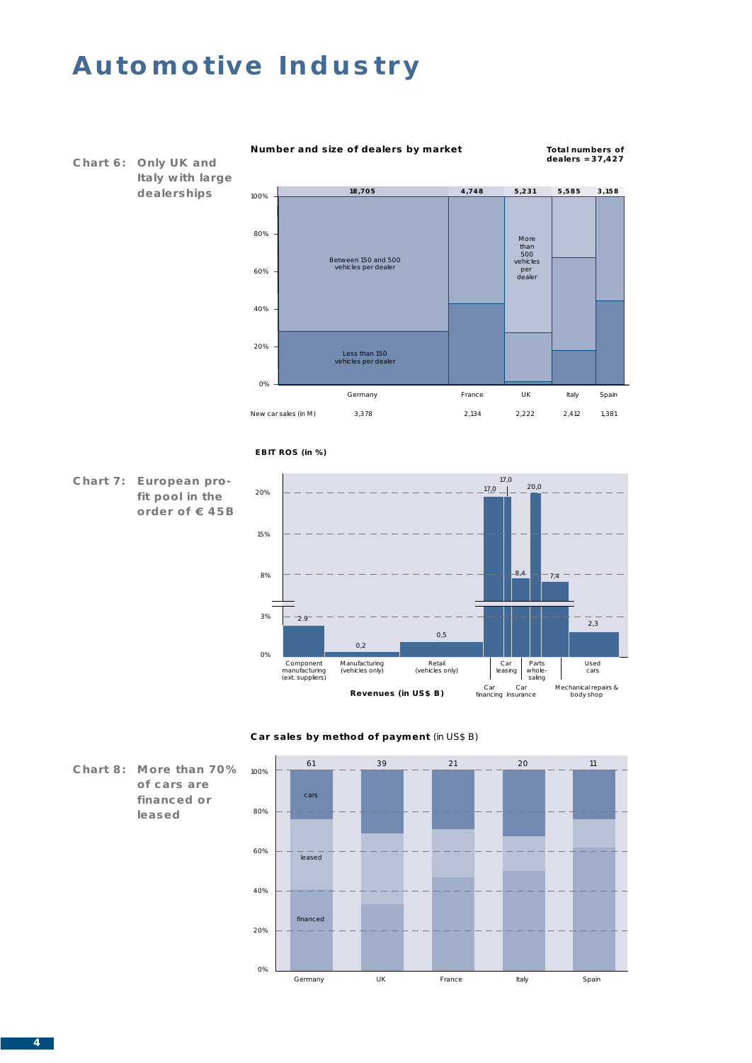# Automotive Industry

**Chart 6: Only UK and Italy with large dealerships**

**Number and size of dealers by market**

**Total numbers of dealers = 37,427**

| | Germany | France | UK | Italy | Spain |
|---|---|---|---|---|---|
| Number of dealers | 18,705 | 4,748 | 5,231 | 5,585 | 3,158 |
| New car sales (in M) | 3,378 | 2,134 | 2,222 | 2,412 | 1,381 |

Segments: Less than 150 vehicles per dealer; Between 150 and 500 vehicles per dealer; More than 500 vehicles per dealer

**Chart 7: European profit pool in the order of € 45B**

**EBIT ROS (in %)**

| Segment | EBIT ROS (in %) |
|---|---|
| Component manufacturing (ext. suppliers) | 2,9 |
| Manufacturing (vehicles only) | 0,2 |
| Retail (vehicles only) | 0,5 |
| Car financing | 17,0 |
| Car leasing | 17,0 |
| Car insurance | 8,4 |
| Parts wholesaling | 20,0 |
| Mechanical repairs & body shop | 7,4 |
| Used cars | 2,3 |

**Revenues (in US$ B)**

**Chart 8: More than 70% of cars are financed or leased**

**Car sales by method of payment** (in US$ B)

| | Germany | UK | France | Italy | Spain |
|---|---|---|---|---|---|
| Total | 61 | 39 | 21 | 20 | 11 |

Segments: cars; leased; financed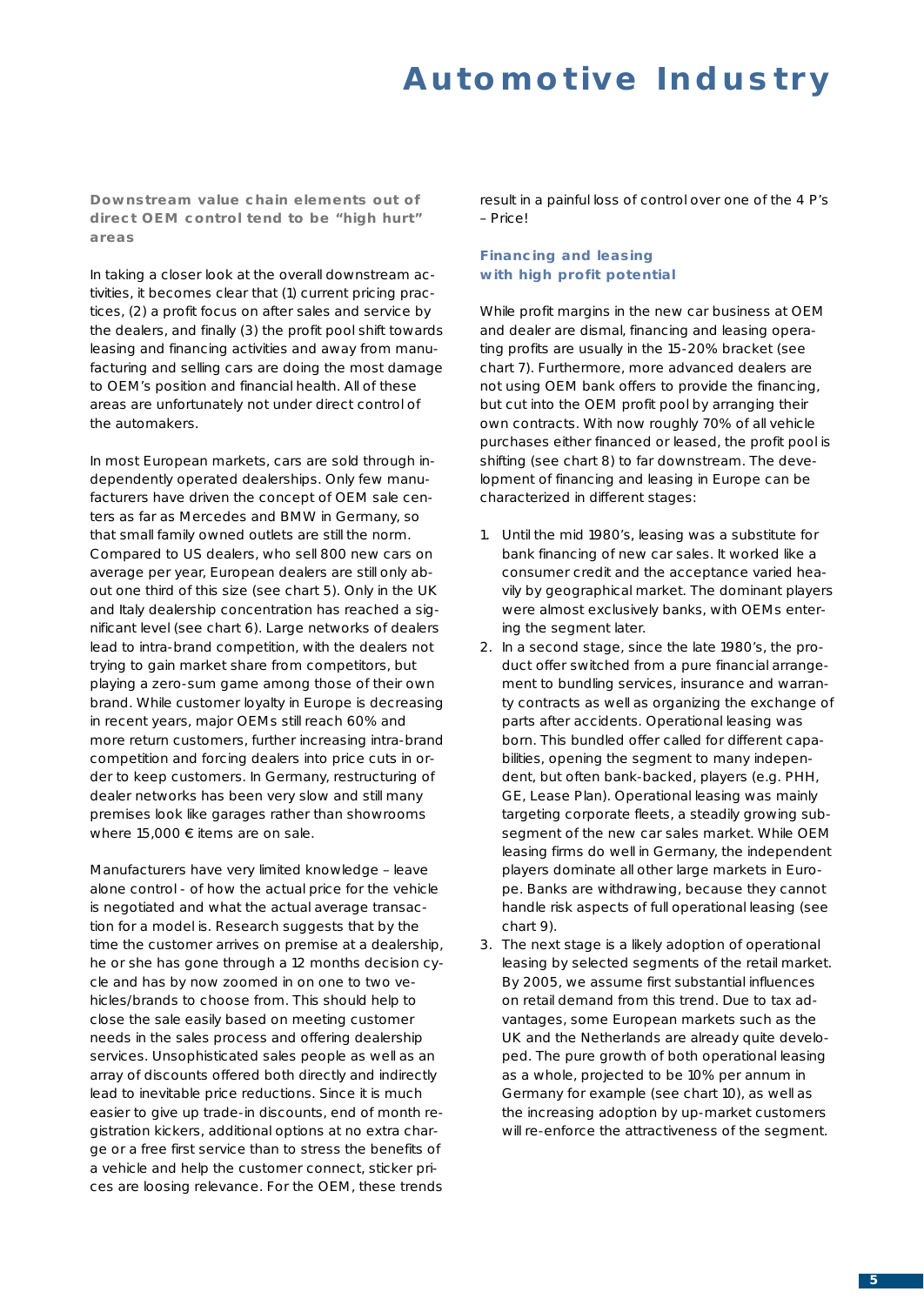# Automotive Industry

**Downstream value chain elements out of direct OEM control tend to be "high hurt" areas**

In taking a closer look at the overall downstream activities, it becomes clear that (1) current pricing practices, (2) a profit focus on after sales and service by the dealers, and finally (3) the profit pool shift towards leasing and financing activities and away from manufacturing and selling cars are doing the most damage to OEM's position and financial health. All of these areas are unfortunately not under direct control of the automakers.

In most European markets, cars are sold through independently operated dealerships. Only few manufacturers have driven the concept of OEM sale centers as far as Mercedes and BMW in Germany, so that small family owned outlets are still the norm. Compared to US dealers, who sell 800 new cars on average per year, European dealers are still only about one third of this size (see chart 5). Only in the UK and Italy dealership concentration has reached a significant level (see chart 6). Large networks of dealers lead to intra-brand competition, with the dealers not trying to gain market share from competitors, but playing a zero-sum game among those of their own brand. While customer loyalty in Europe is decreasing in recent years, major OEMs still reach 60% and more return customers, further increasing intra-brand competition and forcing dealers into price cuts in order to keep customers. In Germany, restructuring of dealer networks has been very slow and still many premises look like garages rather than showrooms where 15,000 € items are on sale.

Manufacturers have very limited knowledge – leave alone control - of how the actual price for the vehicle is negotiated and what the actual average transaction for a model is. Research suggests that by the time the customer arrives on premise at a dealership, he or she has gone through a 12 months decision cycle and has by now zoomed in on one to two vehicles/brands to choose from. This should help to close the sale easily based on meeting customer needs in the sales process and offering dealership services. Unsophisticated sales people as well as an array of discounts offered both directly and indirectly lead to inevitable price reductions. Since it is much easier to give up trade-in discounts, end of month registration kickers, additional options at no extra charge or a free first service than to stress the benefits of a vehicle and help the customer connect, sticker prices are loosing relevance. For the OEM, these trends result in a painful loss of control over one of the 4 P's – Price!

**Financing and leasing with high profit potential**

While profit margins in the new car business at OEM and dealer are dismal, financing and leasing operating profits are usually in the 15-20% bracket (see chart 7). Furthermore, more advanced dealers are not using OEM bank offers to provide the financing, but cut into the OEM profit pool by arranging their own contracts. With now roughly 70% of all vehicle purchases either financed or leased, the profit pool is shifting (see chart 8) to far downstream. The development of financing and leasing in Europe can be characterized in different stages:

1. Until the mid 1980's, leasing was a substitute for bank financing of new car sales. It worked like a consumer credit and the acceptance varied heavily by geographical market. The dominant players were almost exclusively banks, with OEMs entering the segment later.
2. In a second stage, since the late 1980's, the product offer switched from a pure financial arrangement to bundling services, insurance and warranty contracts as well as organizing the exchange of parts after accidents. Operational leasing was born. This bundled offer called for different capabilities, opening the segment to many independent, but often bank-backed, players (e.g. PHH, GE, Lease Plan). Operational leasing was mainly targeting corporate fleets, a steadily growing subsegment of the new car sales market. While OEM leasing firms do well in Germany, the independent players dominate all other large markets in Europe. Banks are withdrawing, because they cannot handle risk aspects of full operational leasing (see chart 9).
3. The next stage is a likely adoption of operational leasing by selected segments of the retail market. By 2005, we assume first substantial influences on retail demand from this trend. Due to tax advantages, some European markets such as the UK and the Netherlands are already quite developed. The pure growth of both operational leasing as a whole, projected to be 10% per annum in Germany for example (see chart 10), as well as the increasing adoption by up-market customers will re-enforce the attractiveness of the segment.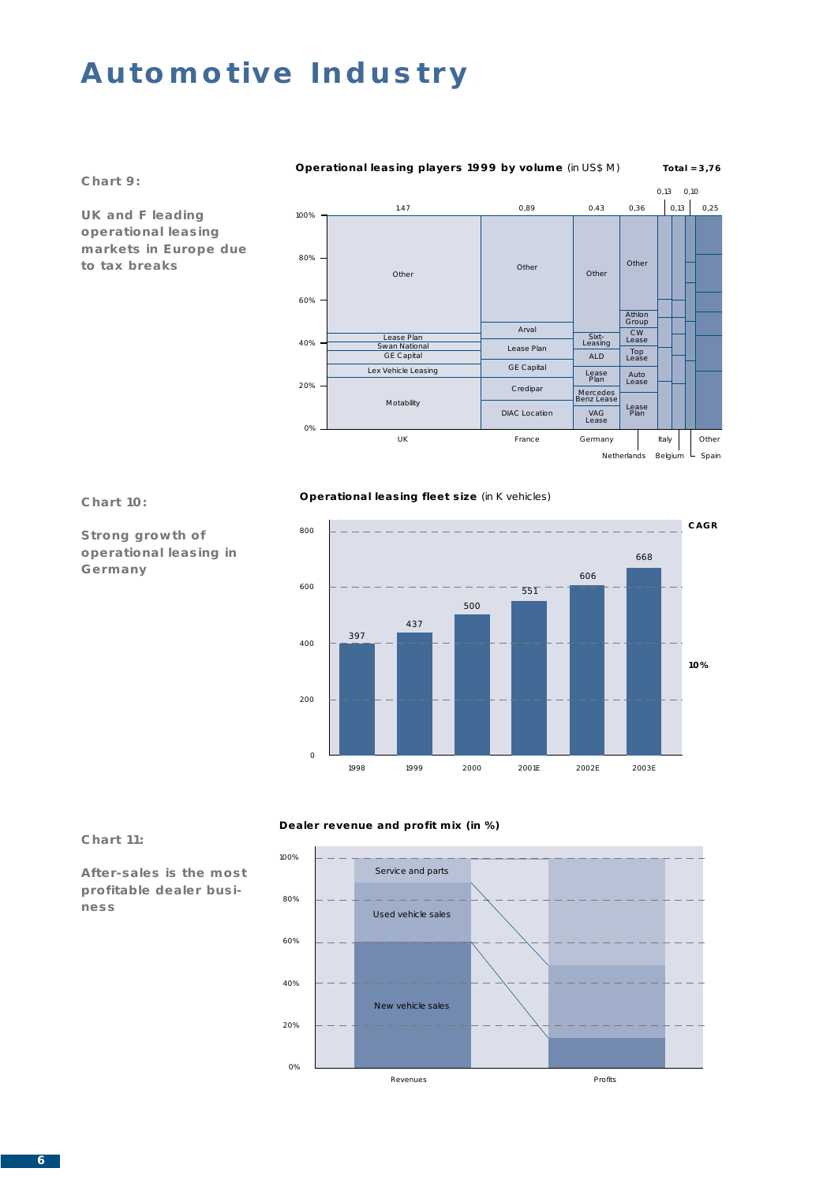# Automotive Industry

**Chart 9:**

**UK and F leading operational leasing markets in Europe due to tax breaks**

**Operational leasing players 1999 by volume** (in US$ M) **Total = 3,76**

| Country | Volume | Players (bottom to top) |
|---|---|---|
| UK | 1.47 | Motability, Lex Vehicle Leasing, GE Capital, Swan National, Lease Plan, Other |
| France | 0,89 | DIAC Location, Credipar, GE Capital, Lease Plan, Arval, Other |
| Germany | 0.43 | VAG Lease, Mercedes Benz Lease, Lease Plan, ALD, Sixt-Leasing, Other |
| Netherlands | 0,36 | Lease Plan, Auto Lease, Top Lease, CW Lease, Athlon Group, Other |
| Italy | 0,13 | |
| Belgium | 0,13 | |
| Spain | 0,10 | |
| Other | 0,25 | |

**Chart 10:**

**Strong growth of operational leasing in Germany**

**Operational leasing fleet size** (in K vehicles)

| Year | Fleet size |
|---|---|
| 1998 | 397 |
| 1999 | 437 |
| 2000 | 500 |
| 2001E | 551 |
| 2002E | 606 |
| 2003E | 668 |

CAGR: 10%

**Chart 11:**

**After-sales is the most profitable dealer business**

**Dealer revenue and profit mix (in %)**

| Segment | Revenues | Profits |
|---|---|---|
| Service and parts | ~12% | ~51% |
| Used vehicle sales | ~28% | ~35% |
| New vehicle sales | ~60% | ~14% |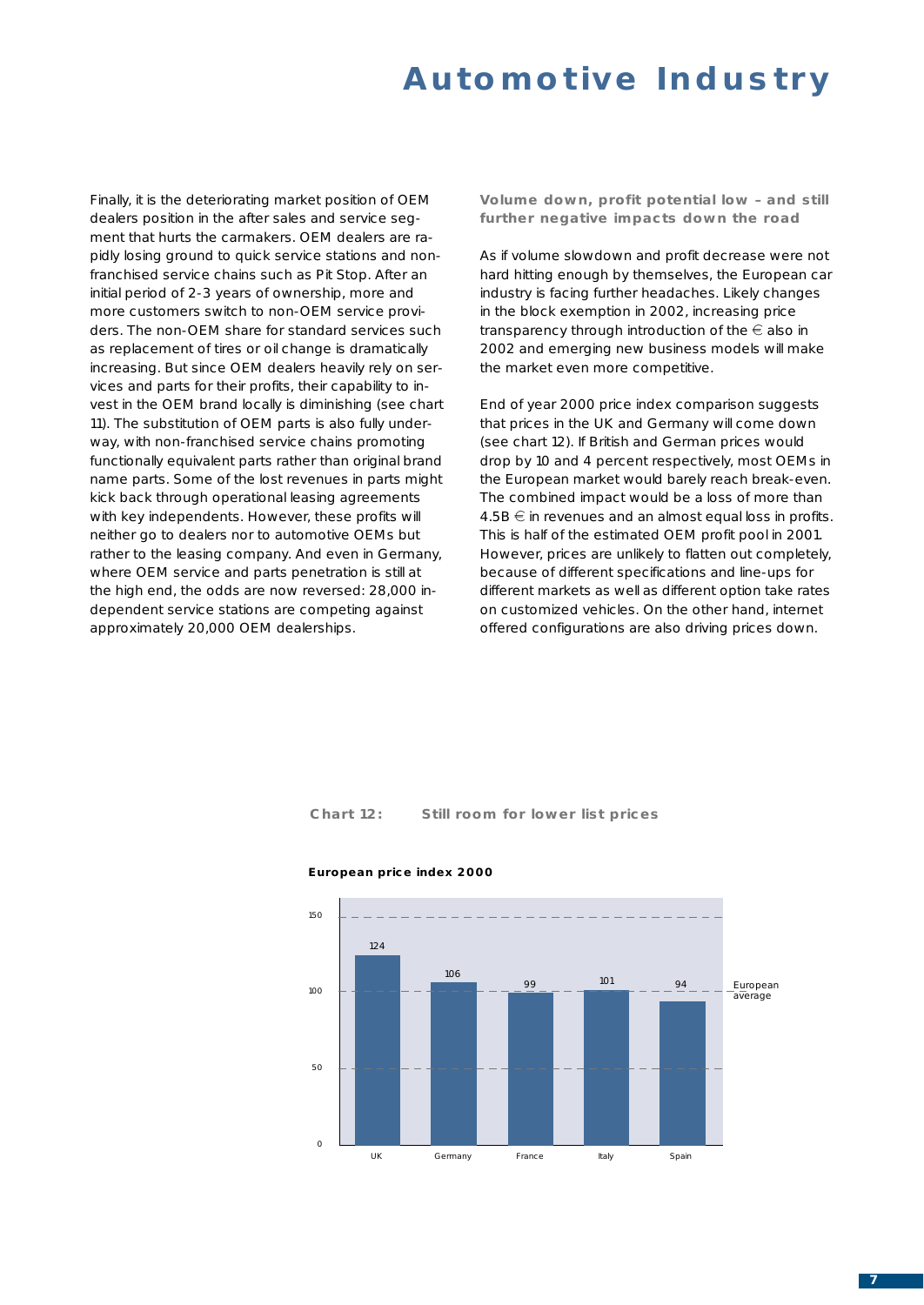Finally, it is the deteriorating market position of OEM dealers position in the after sales and service segment that hurts the carmakers. OEM dealers are rapidly losing ground to quick service stations and non-franchised service chains such as Pit Stop. After an initial period of 2-3 years of ownership, more and more customers switch to non-OEM service providers. The non-OEM share for standard services such as replacement of tires or oil change is dramatically increasing. But since OEM dealers heavily rely on services and parts for their profits, their capability to invest in the OEM brand locally is diminishing (see chart 11). The substitution of OEM parts is also fully underway, with non-franchised service chains promoting functionally equivalent parts rather than original brand name parts. Some of the lost revenues in parts might kick back through operational leasing agreements with key independents. However, these profits will neither go to dealers nor to automotive OEMs but rather to the leasing company. And even in Germany, where OEM service and parts penetration is still at the high end, the odds are now reversed: 28,000 independent service stations are competing against approximately 20,000 OEM dealerships.

### Volume down, profit potential low – and still further negative impacts down the road

As if volume slowdown and profit decrease were not hard hitting enough by themselves, the European car industry is facing further headaches. Likely changes in the block exemption in 2002, increasing price transparency through introduction of the € also in 2002 and emerging new business models will make the market even more competitive.

End of year 2000 price index comparison suggests that prices in the UK and Germany will come down (see chart 12). If British and German prices would drop by 10 and 4 percent respectively, most OEMs in the European market would barely reach break-even. The combined impact would be a loss of more than 4.5B € in revenues and an almost equal loss in profits. This is half of the estimated OEM profit pool in 2001. However, prices are unlikely to flatten out completely, because of different specifications and line-ups for different markets as well as different option take rates on customized vehicles. On the other hand, internet offered configurations are also driving prices down.

**Chart 12: Still room for lower list prices**

**European price index 2000**

| Country | Price index |
| --- | --- |
| UK | 124 |
| Germany | 106 |
| France | 99 |
| Italy | 101 |
| Spain | 94 |

European average = 100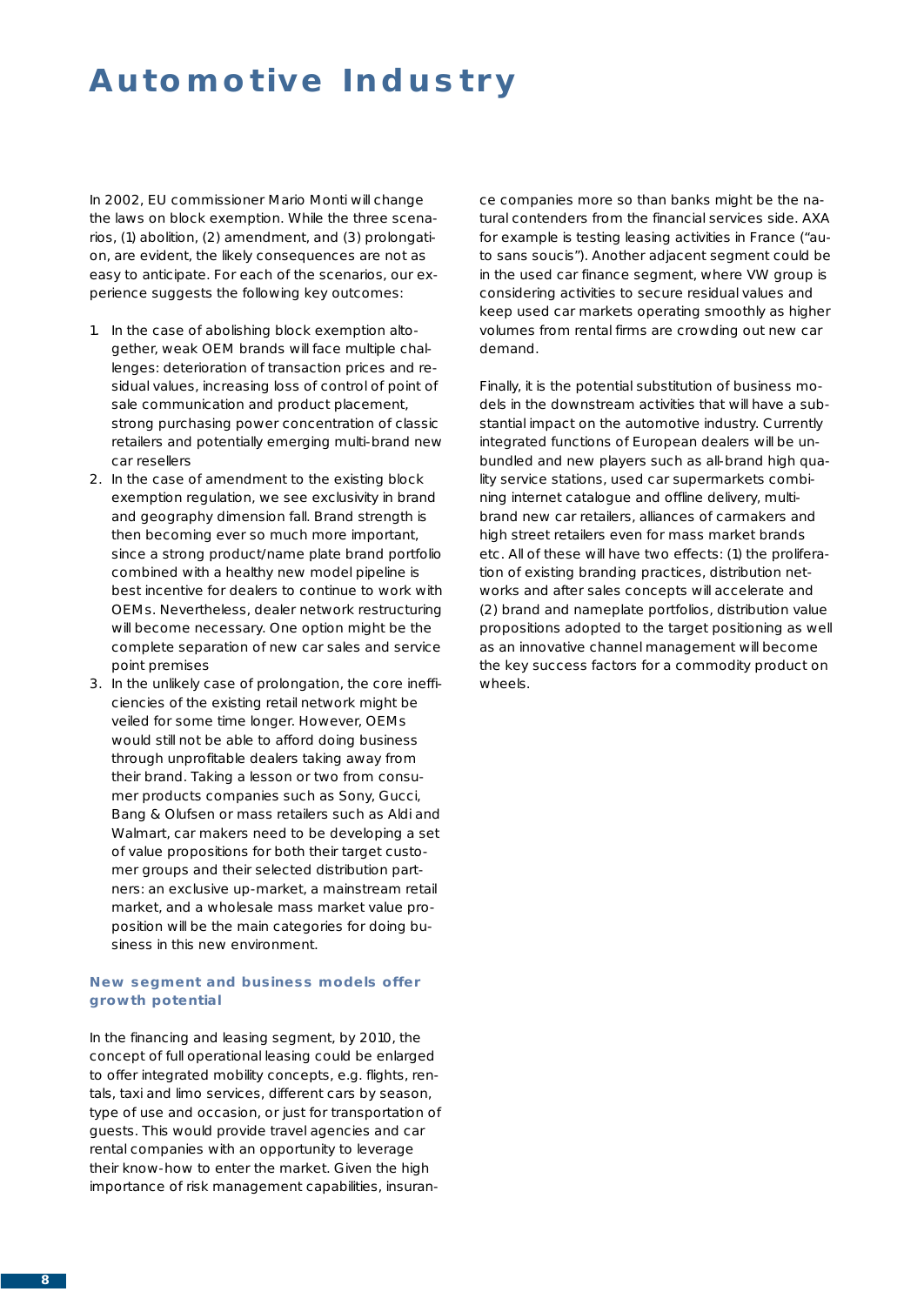# Automotive Industry

In 2002, EU commissioner Mario Monti will change the laws on block exemption. While the three scenarios, (1) abolition, (2) amendment, and (3) prolongation, are evident, the likely consequences are not as easy to anticipate. For each of the scenarios, our experience suggests the following key outcomes:

1. In the case of abolishing block exemption altogether, weak OEM brands will face multiple challenges: deterioration of transaction prices and residual values, increasing loss of control of point of sale communication and product placement, strong purchasing power concentration of classic retailers and potentially emerging multi-brand new car resellers
2. In the case of amendment to the existing block exemption regulation, we see exclusivity in brand and geography dimension fall. Brand strength is then becoming ever so much more important, since a strong product/name plate brand portfolio combined with a healthy new model pipeline is best incentive for dealers to continue to work with OEMs. Nevertheless, dealer network restructuring will become necessary. One option might be the complete separation of new car sales and service point premises
3. In the unlikely case of prolongation, the core inefficiencies of the existing retail network might be veiled for some time longer. However, OEMs would still not be able to afford doing business through unprofitable dealers taking away from their brand. Taking a lesson or two from consumer products companies such as Sony, Gucci, Bang & Olufsen or mass retailers such as Aldi and Walmart, car makers need to be developing a set of value propositions for both their target customer groups and their selected distribution partners: an exclusive up-market, a mainstream retail market, and a wholesale mass market value proposition will be the main categories for doing business in this new environment.

### New segment and business models offer growth potential

In the financing and leasing segment, by 2010, the concept of full operational leasing could be enlarged to offer integrated mobility concepts, e.g. flights, rentals, taxi and limo services, different cars by season, type of use and occasion, or just for transportation of guests. This would provide travel agencies and car rental companies with an opportunity to leverage their know-how to enter the market. Given the high importance of risk management capabilities, insurance companies more so than banks might be the natural contenders from the financial services side. AXA for example is testing leasing activities in France ("auto sans soucis"). Another adjacent segment could be in the used car finance segment, where VW group is considering activities to secure residual values and keep used car markets operating smoothly as higher volumes from rental firms are crowding out new car demand.

Finally, it is the potential substitution of business models in the downstream activities that will have a substantial impact on the automotive industry. Currently integrated functions of European dealers will be unbundled and new players such as all-brand high quality service stations, used car supermarkets combining internet catalogue and offline delivery, multi-brand new car retailers, alliances of carmakers and high street retailers even for mass market brands etc. All of these will have two effects: (1) the proliferation of existing branding practices, distribution networks and after sales concepts will accelerate and (2) brand and nameplate portfolios, distribution value propositions adopted to the target positioning as well as an innovative channel management will become the key success factors for a commodity product on wheels.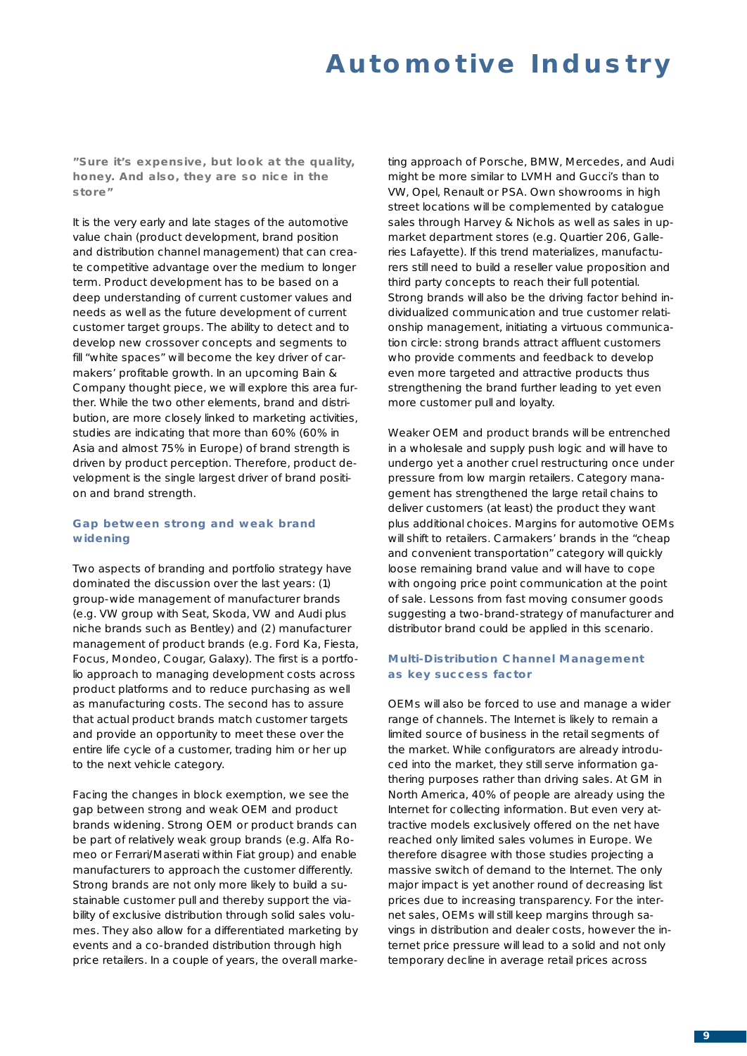**"Sure it's expensive, but look at the quality, honey. And also, they are so nice in the store"**

It is the very early and late stages of the automotive value chain (product development, brand position and distribution channel management) that can create competitive advantage over the medium to longer term. Product development has to be based on a deep understanding of current customer values and needs as well as the future development of current customer target groups. The ability to detect and to develop new crossover concepts and segments to fill "white spaces" will become the key driver of carmakers' profitable growth. In an upcoming Bain & Company thought piece, we will explore this area further. While the two other elements, brand and distribution, are more closely linked to marketing activities, studies are indicating that more than 60% (60% in Asia and almost 75% in Europe) of brand strength is driven by product perception. Therefore, product development is the single largest driver of brand position and brand strength.

### Gap between strong and weak brand widening

Two aspects of branding and portfolio strategy have dominated the discussion over the last years: (1) group-wide management of manufacturer brands (e.g. VW group with Seat, Skoda, VW and Audi plus niche brands such as Bentley) and (2) manufacturer management of product brands (e.g. Ford Ka, Fiesta, Focus, Mondeo, Cougar, Galaxy). The first is a portfolio approach to managing development costs across product platforms and to reduce purchasing as well as manufacturing costs. The second has to assure that actual product brands match customer targets and provide an opportunity to meet these over the entire life cycle of a customer, trading him or her up to the next vehicle category.

Facing the changes in block exemption, we see the gap between strong and weak OEM and product brands widening. Strong OEM or product brands can be part of relatively weak group brands (e.g. Alfa Romeo or Ferrari/Maserati within Fiat group) and enable manufacturers to approach the customer differently. Strong brands are not only more likely to build a sustainable customer pull and thereby support the viability of exclusive distribution through solid sales volumes. They also allow for a differentiated marketing by events and a co-branded distribution through high price retailers. In a couple of years, the overall marketing approach of Porsche, BMW, Mercedes, and Audi might be more similar to LVMH and Gucci's than to VW, Opel, Renault or PSA. Own showrooms in high street locations will be complemented by catalogue sales through Harvey & Nichols as well as sales in upmarket department stores (e.g. Quartier 206, Galleries Lafayette). If this trend materializes, manufacturers still need to build a reseller value proposition and third party concepts to reach their full potential. Strong brands will also be the driving factor behind individualized communication and true customer relationship management, initiating a virtuous communication circle: strong brands attract affluent customers who provide comments and feedback to develop even more targeted and attractive products thus strengthening the brand further leading to yet even more customer pull and loyalty.

Weaker OEM and product brands will be entrenched in a wholesale and supply push logic and will have to undergo yet a another cruel restructuring once under pressure from low margin retailers. Category management has strengthened the large retail chains to deliver customers (at least) the product they want plus additional choices. Margins for automotive OEMs will shift to retailers. Carmakers' brands in the "cheap and convenient transportation" category will quickly loose remaining brand value and will have to cope with ongoing price point communication at the point of sale. Lessons from fast moving consumer goods suggesting a two-brand-strategy of manufacturer and distributor brand could be applied in this scenario.

### Multi-Distribution Channel Management as key success factor

OEMs will also be forced to use and manage a wider range of channels. The Internet is likely to remain a limited source of business in the retail segments of the market. While configurators are already introduced into the market, they still serve information gathering purposes rather than driving sales. At GM in North America, 40% of people are already using the Internet for collecting information. But even very attractive models exclusively offered on the net have reached only limited sales volumes in Europe. We therefore disagree with those studies projecting a massive switch of demand to the Internet. The only major impact is yet another round of decreasing list prices due to increasing transparency. For the internet sales, OEMs will still keep margins through savings in distribution and dealer costs, however the internet price pressure will lead to a solid and not only temporary decline in average retail prices across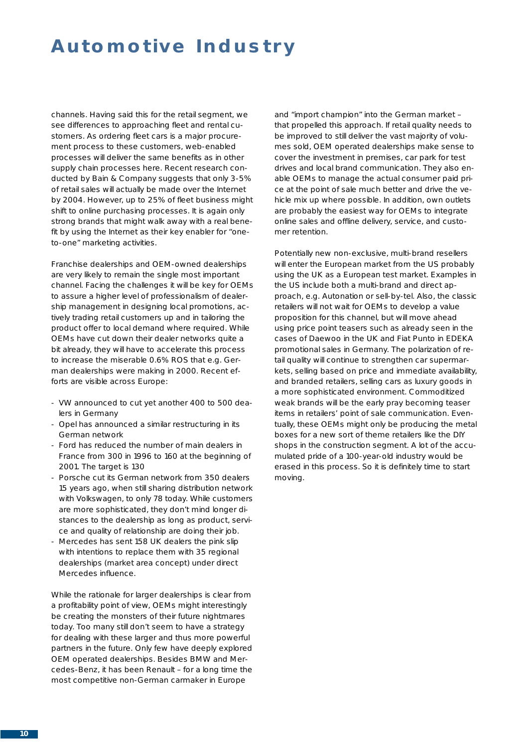channels. Having said this for the retail segment, we see differences to approaching fleet and rental customers. As ordering fleet cars is a major procurement process to these customers, web-enabled processes will deliver the same benefits as in other supply chain processes here. Recent research conducted by Bain & Company suggests that only 3-5% of retail sales will actually be made over the Internet by 2004. However, up to 25% of fleet business might shift to online purchasing processes. It is again only strong brands that might walk away with a real benefit by using the Internet as their key enabler for "one-to-one" marketing activities.

Franchise dealerships and OEM-owned dealerships are very likely to remain the single most important channel. Facing the challenges it will be key for OEMs to assure a higher level of professionalism of dealership management in designing local promotions, actively trading retail customers up and in tailoring the product offer to local demand where required. While OEMs have cut down their dealer networks quite a bit already, they will have to accelerate this process to increase the miserable 0.6% ROS that e.g. German dealerships were making in 2000. Recent efforts are visible across Europe:

- VW announced to cut yet another 400 to 500 dealers in Germany
- Opel has announced a similar restructuring in its German network
- Ford has reduced the number of main dealers in France from 300 in 1996 to 160 at the beginning of 2001. The target is 130
- Porsche cut its German network from 350 dealers 15 years ago, when still sharing distribution network with Volkswagen, to only 78 today. While customers are more sophisticated, they don't mind longer distances to the dealership as long as product, service and quality of relationship are doing their job.
- Mercedes has sent 158 UK dealers the pink slip with intentions to replace them with 35 regional dealerships (market area concept) under direct Mercedes influence.

While the rationale for larger dealerships is clear from a profitability point of view, OEMs might interestingly be creating the monsters of their future nightmares today. Too many still don't seem to have a strategy for dealing with these larger and thus more powerful partners in the future. Only few have deeply explored OEM operated dealerships. Besides BMW and Mercedes-Benz, it has been Renault – for a long time the most competitive non-German carmaker in Europe and "import champion" into the German market – that propelled this approach. If retail quality needs to be improved to still deliver the vast majority of volumes sold, OEM operated dealerships make sense to cover the investment in premises, car park for test drives and local brand communication. They also enable OEMs to manage the actual consumer paid price at the point of sale much better and drive the vehicle mix up where possible. In addition, own outlets are probably the easiest way for OEMs to integrate online sales and offline delivery, service, and customer retention.

Potentially new non-exclusive, multi-brand resellers will enter the European market from the US probably using the UK as a European test market. Examples in the US include both a multi-brand and direct approach, e.g. Autonation or sell-by-tel. Also, the classic retailers will not wait for OEMs to develop a value proposition for this channel, but will move ahead using price point teasers such as already seen in the cases of Daewoo in the UK and Fiat Punto in EDEKA promotional sales in Germany. The polarization of retail quality will continue to strengthen car supermarkets, selling based on price and immediate availability, and branded retailers, selling cars as luxury goods in a more sophisticated environment. Commoditized weak brands will be the early pray becoming teaser items in retailers' point of sale communication. Eventually, these OEMs might only be producing the metal boxes for a new sort of theme retailers like the DIY shops in the construction segment. A lot of the accumulated pride of a 100-year-old industry would be erased in this process. So it is definitely time to start moving.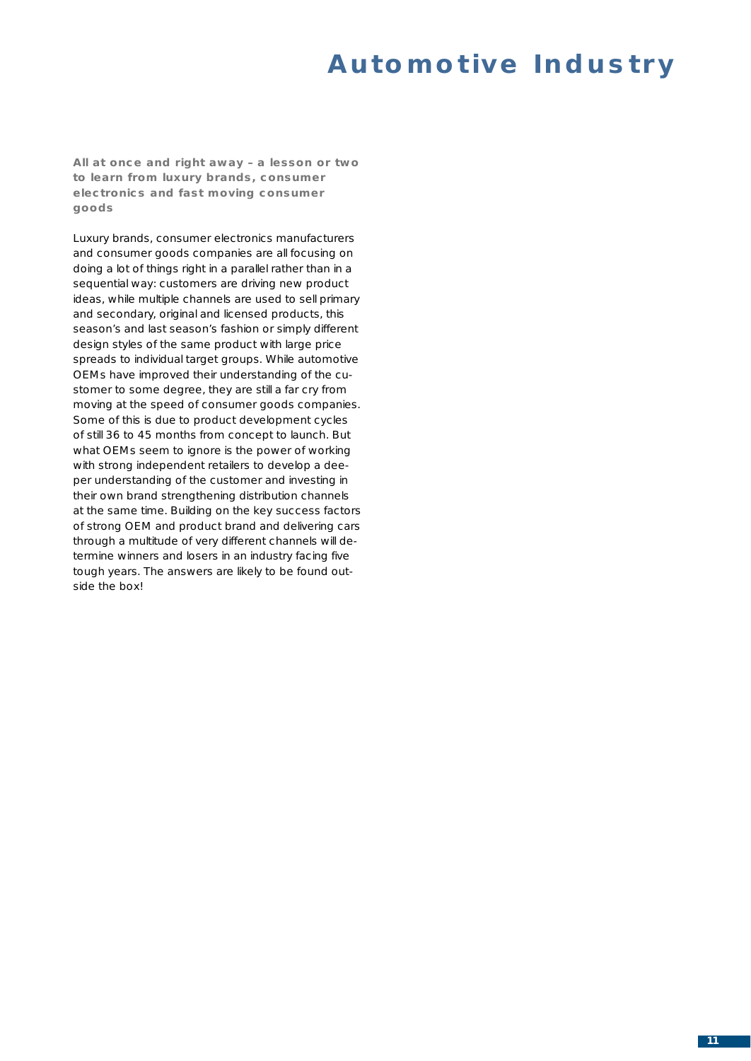# Automotive Industry

**All at once and right away – a lesson or two to learn from luxury brands, consumer electronics and fast moving consumer goods**

Luxury brands, consumer electronics manufacturers and consumer goods companies are all focusing on doing a lot of things right in a parallel rather than in a sequential way: customers are driving new product ideas, while multiple channels are used to sell primary and secondary, original and licensed products, this season's and last season's fashion or simply different design styles of the same product with large price spreads to individual target groups. While automotive OEMs have improved their understanding of the customer to some degree, they are still a far cry from moving at the speed of consumer goods companies. Some of this is due to product development cycles of still 36 to 45 months from concept to launch. But what OEMs seem to ignore is the power of working with strong independent retailers to develop a deeper understanding of the customer and investing in their own brand strengthening distribution channels at the same time. Building on the key success factors of strong OEM and product brand and delivering cars through a multitude of very different channels will determine winners and losers in an industry facing five tough years. The answers are likely to be found outside the box!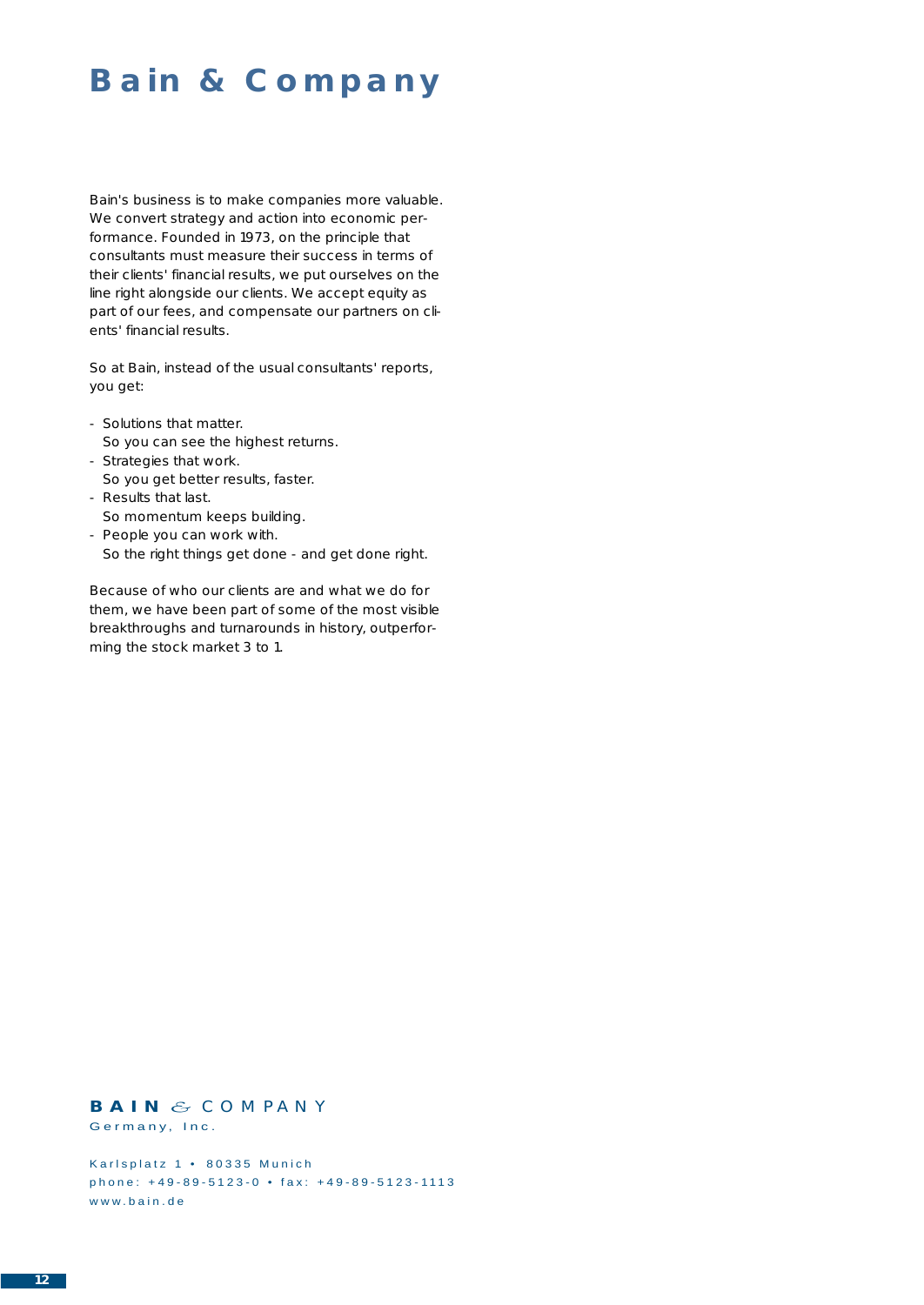# Bain & Company

Bain's business is to make companies more valuable. We convert strategy and action into economic performance. Founded in 1973, on the principle that consultants must measure their success in terms of their clients' financial results, we put ourselves on the line right alongside our clients. We accept equity as part of our fees, and compensate our partners on clients' financial results.

So at Bain, instead of the usual consultants' reports, you get:

- Solutions that matter.
  So you can see the highest returns.
- Strategies that work.
  So you get better results, faster.
- Results that last.
  So momentum keeps building.
- People you can work with.
  So the right things get done - and get done right.

Because of who our clients are and what we do for them, we have been part of some of the most visible breakthroughs and turnarounds in history, outperforming the stock market 3 to 1.

**BAIN** & COMPANY
Germany, Inc.

Karlsplatz 1 • 80335 Munich
phone: +49-89-5123-0 • fax: +49-89-5123-1113
www.bain.de